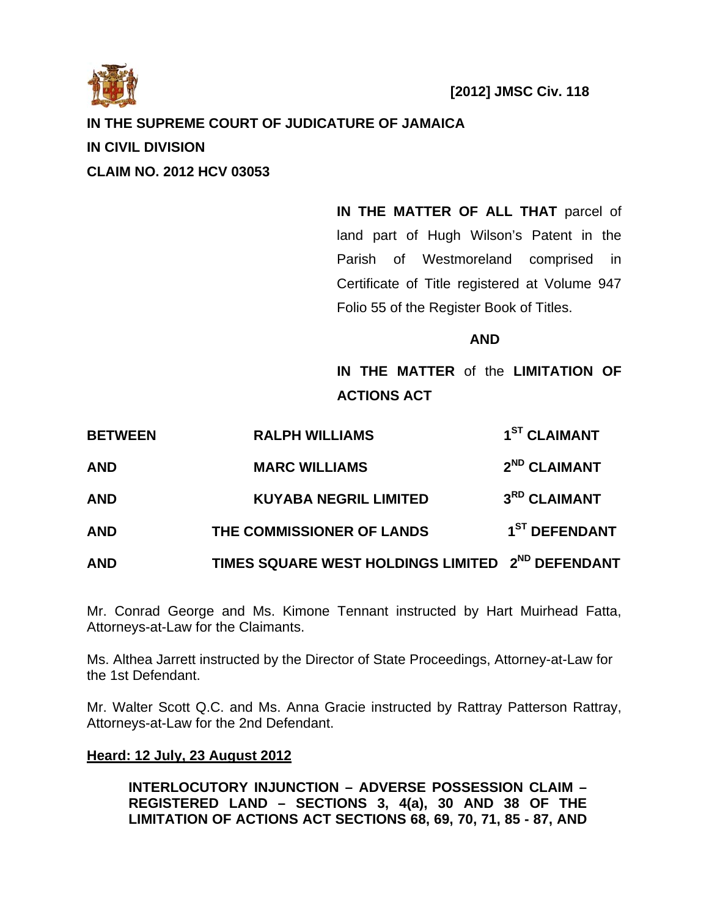**[2012] JMSC Civ. 118**

**IN THE SUPREME COURT OF JUDICATURE OF JAMAICA**

**IN CIVIL DIVISION**

**CLAIM NO. 2012 HCV 03053**

**IN THE MATTER OF ALL THAT** parcel of land part of Hugh Wilson's Patent in the Parish of Westmoreland comprised in Certificate of Title registered at Volume 947 Folio 55 of the Register Book of Titles.

**AND**

**IN THE MATTER** of the **LIMITATION OF ACTIONS ACT**

| | | |
|---|---|---|
| **BETWEEN** | **RALPH WILLIAMS** | **1ST CLAIMANT** |
| **AND** | **MARC WILLIAMS** | **2ND CLAIMANT** |
| **AND** | **KUYABA NEGRIL LIMITED** | **3RD CLAIMANT** |
| **AND** | **THE COMMISSIONER OF LANDS** | **1ST DEFENDANT** |
| **AND** | **TIMES SQUARE WEST HOLDINGS LIMITED** | **2ND DEFENDANT** |

Mr. Conrad George and Ms. Kimone Tennant instructed by Hart Muirhead Fatta, Attorneys-at-Law for the Claimants.

Ms. Althea Jarrett instructed by the Director of State Proceedings, Attorney-at-Law for the 1st Defendant.

Mr. Walter Scott Q.C. and Ms. Anna Gracie instructed by Rattray Patterson Rattray, Attorneys-at-Law for the 2nd Defendant.

**Heard: 12 July, 23 August 2012**

**INTERLOCUTORY INJUNCTION – ADVERSE POSSESSION CLAIM – REGISTERED LAND – SECTIONS 3, 4(a), 30 AND 38 OF THE LIMITATION OF ACTIONS ACT SECTIONS 68, 69, 70, 71, 85 - 87, AND**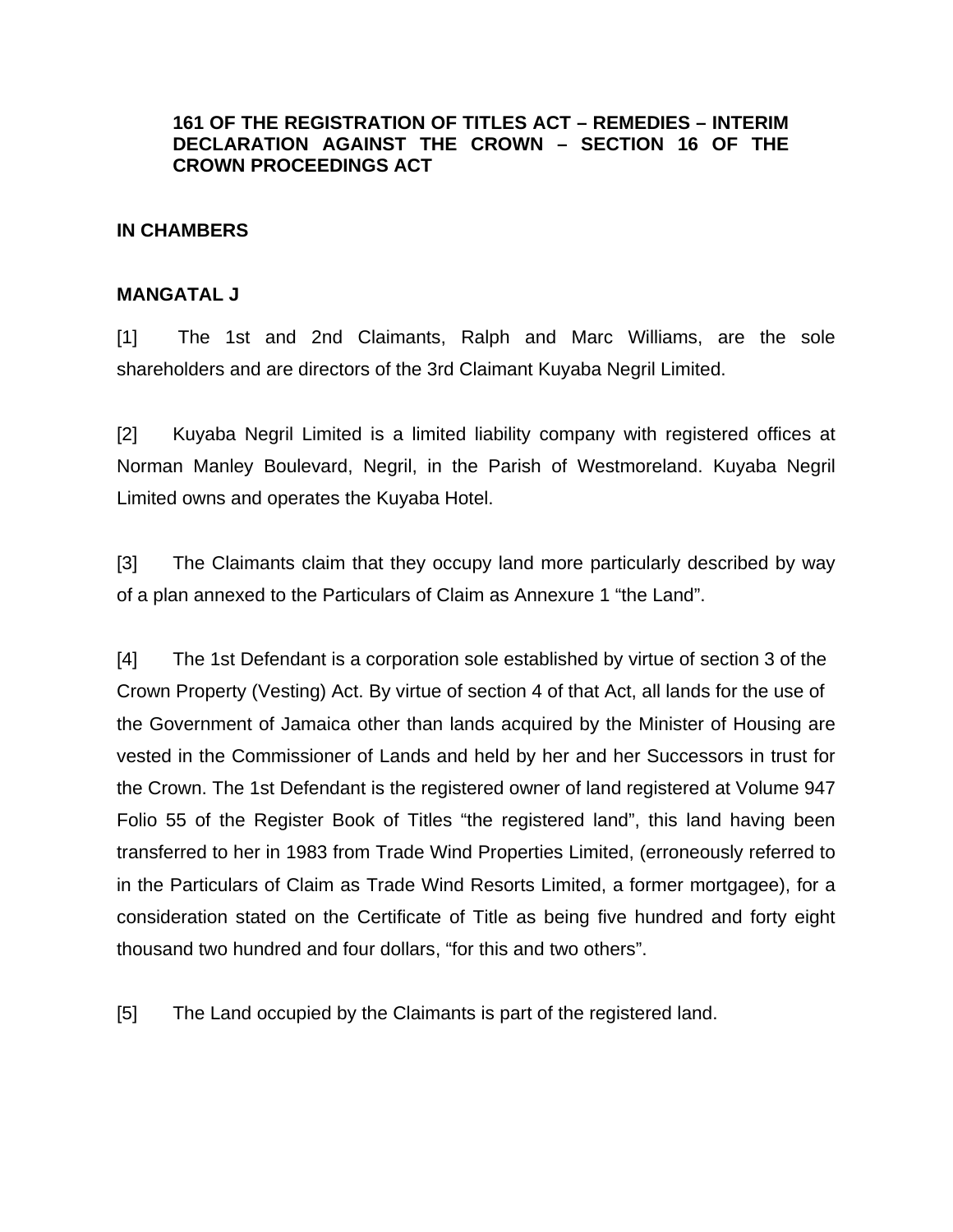**161 OF THE REGISTRATION OF TITLES ACT – REMEDIES – INTERIM DECLARATION AGAINST THE CROWN – SECTION 16 OF THE CROWN PROCEEDINGS ACT**

**IN CHAMBERS**

**MANGATAL J**

[1] The 1st and 2nd Claimants, Ralph and Marc Williams, are the sole shareholders and are directors of the 3rd Claimant Kuyaba Negril Limited.

[2] Kuyaba Negril Limited is a limited liability company with registered offices at Norman Manley Boulevard, Negril, in the Parish of Westmoreland. Kuyaba Negril Limited owns and operates the Kuyaba Hotel.

[3] The Claimants claim that they occupy land more particularly described by way of a plan annexed to the Particulars of Claim as Annexure 1 "the Land".

[4] The 1st Defendant is a corporation sole established by virtue of section 3 of the Crown Property (Vesting) Act. By virtue of section 4 of that Act, all lands for the use of the Government of Jamaica other than lands acquired by the Minister of Housing are vested in the Commissioner of Lands and held by her and her Successors in trust for the Crown. The 1st Defendant is the registered owner of land registered at Volume 947 Folio 55 of the Register Book of Titles "the registered land", this land having been transferred to her in 1983 from Trade Wind Properties Limited, (erroneously referred to in the Particulars of Claim as Trade Wind Resorts Limited, a former mortgagee), for a consideration stated on the Certificate of Title as being five hundred and forty eight thousand two hundred and four dollars, "for this and two others".

[5] The Land occupied by the Claimants is part of the registered land.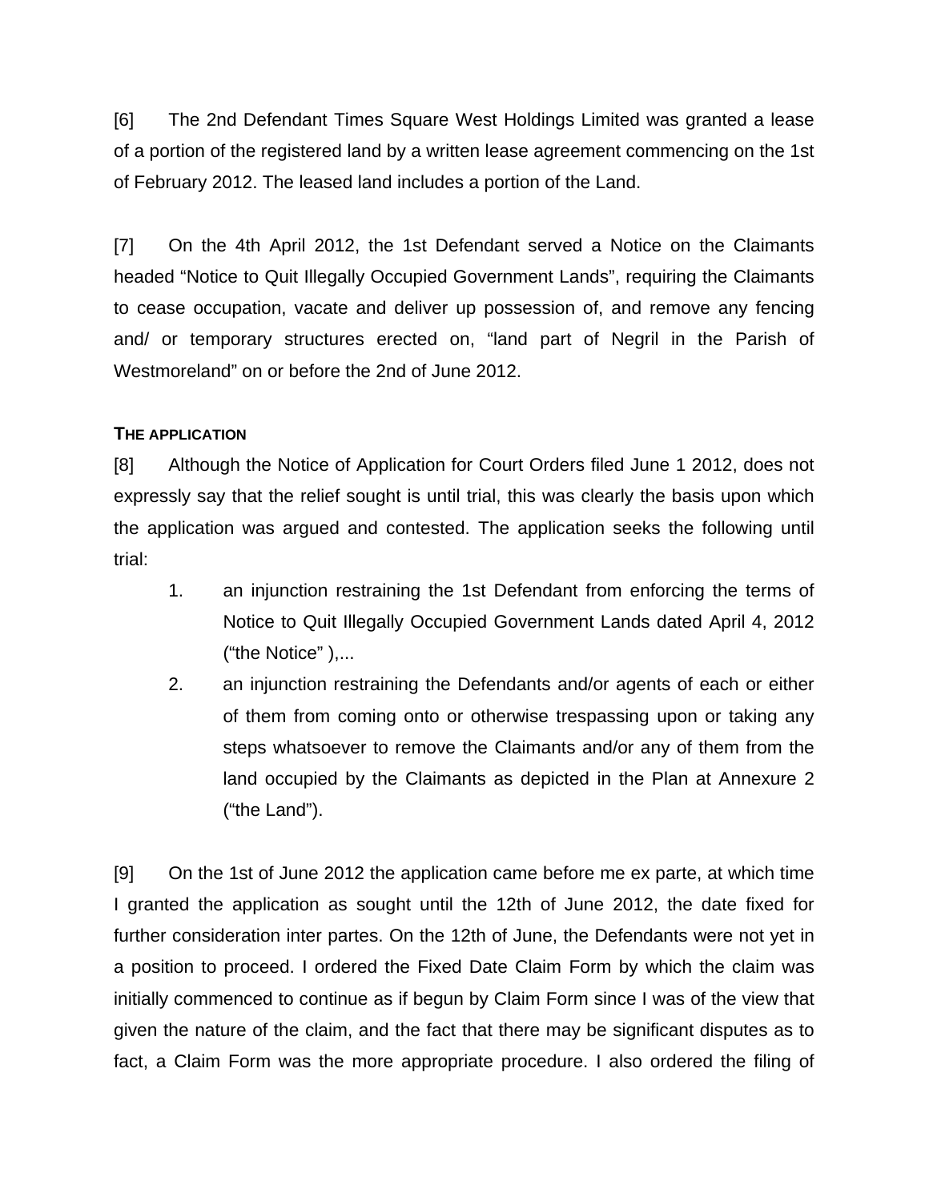[6] The 2nd Defendant Times Square West Holdings Limited was granted a lease of a portion of the registered land by a written lease agreement commencing on the 1st of February 2012. The leased land includes a portion of the Land.

[7] On the 4th April 2012, the 1st Defendant served a Notice on the Claimants headed "Notice to Quit Illegally Occupied Government Lands", requiring the Claimants to cease occupation, vacate and deliver up possession of, and remove any fencing and/ or temporary structures erected on, "land part of Negril in the Parish of Westmoreland" on or before the 2nd of June 2012.

**THE APPLICATION**

[8] Although the Notice of Application for Court Orders filed June 1 2012, does not expressly say that the relief sought is until trial, this was clearly the basis upon which the application was argued and contested. The application seeks the following until trial:

1. an injunction restraining the 1st Defendant from enforcing the terms of Notice to Quit Illegally Occupied Government Lands dated April 4, 2012 ("the Notice" ),...
2. an injunction restraining the Defendants and/or agents of each or either of them from coming onto or otherwise trespassing upon or taking any steps whatsoever to remove the Claimants and/or any of them from the land occupied by the Claimants as depicted in the Plan at Annexure 2 ("the Land").

[9] On the 1st of June 2012 the application came before me ex parte, at which time I granted the application as sought until the 12th of June 2012, the date fixed for further consideration inter partes. On the 12th of June, the Defendants were not yet in a position to proceed. I ordered the Fixed Date Claim Form by which the claim was initially commenced to continue as if begun by Claim Form since I was of the view that given the nature of the claim, and the fact that there may be significant disputes as to fact, a Claim Form was the more appropriate procedure. I also ordered the filing of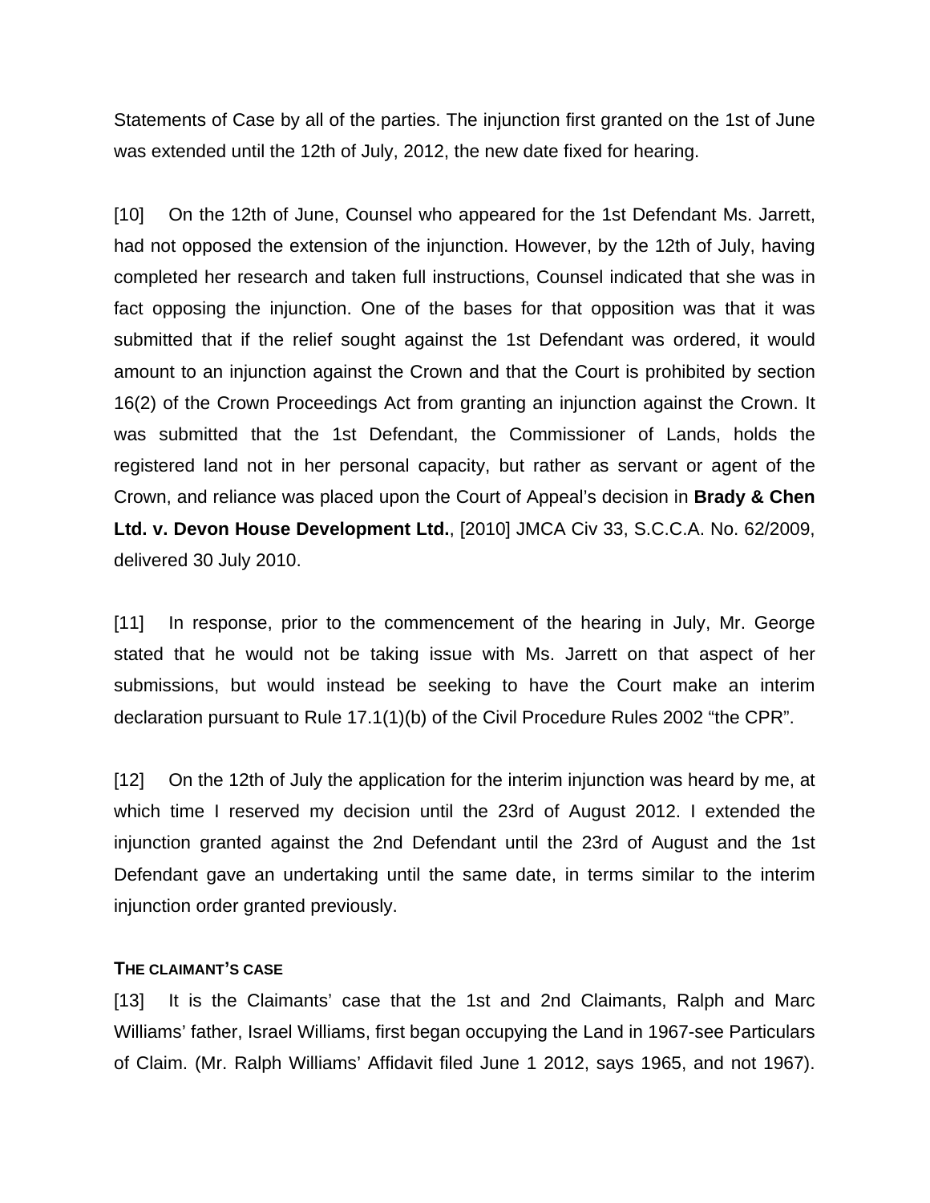Statements of Case by all of the parties. The injunction first granted on the 1st of June was extended until the 12th of July, 2012, the new date fixed for hearing.

[10] On the 12th of June, Counsel who appeared for the 1st Defendant Ms. Jarrett, had not opposed the extension of the injunction. However, by the 12th of July, having completed her research and taken full instructions, Counsel indicated that she was in fact opposing the injunction. One of the bases for that opposition was that it was submitted that if the relief sought against the 1st Defendant was ordered, it would amount to an injunction against the Crown and that the Court is prohibited by section 16(2) of the Crown Proceedings Act from granting an injunction against the Crown. It was submitted that the 1st Defendant, the Commissioner of Lands, holds the registered land not in her personal capacity, but rather as servant or agent of the Crown, and reliance was placed upon the Court of Appeal's decision in **Brady & Chen Ltd. v. Devon House Development Ltd.**, [2010] JMCA Civ 33, S.C.C.A. No. 62/2009, delivered 30 July 2010.

[11] In response, prior to the commencement of the hearing in July, Mr. George stated that he would not be taking issue with Ms. Jarrett on that aspect of her submissions, but would instead be seeking to have the Court make an interim declaration pursuant to Rule 17.1(1)(b) of the Civil Procedure Rules 2002 "the CPR".

[12] On the 12th of July the application for the interim injunction was heard by me, at which time I reserved my decision until the 23rd of August 2012. I extended the injunction granted against the 2nd Defendant until the 23rd of August and the 1st Defendant gave an undertaking until the same date, in terms similar to the interim injunction order granted previously.

**THE CLAIMANT'S CASE**

[13] It is the Claimants' case that the 1st and 2nd Claimants, Ralph and Marc Williams' father, Israel Williams, first began occupying the Land in 1967-see Particulars of Claim. (Mr. Ralph Williams' Affidavit filed June 1 2012, says 1965, and not 1967).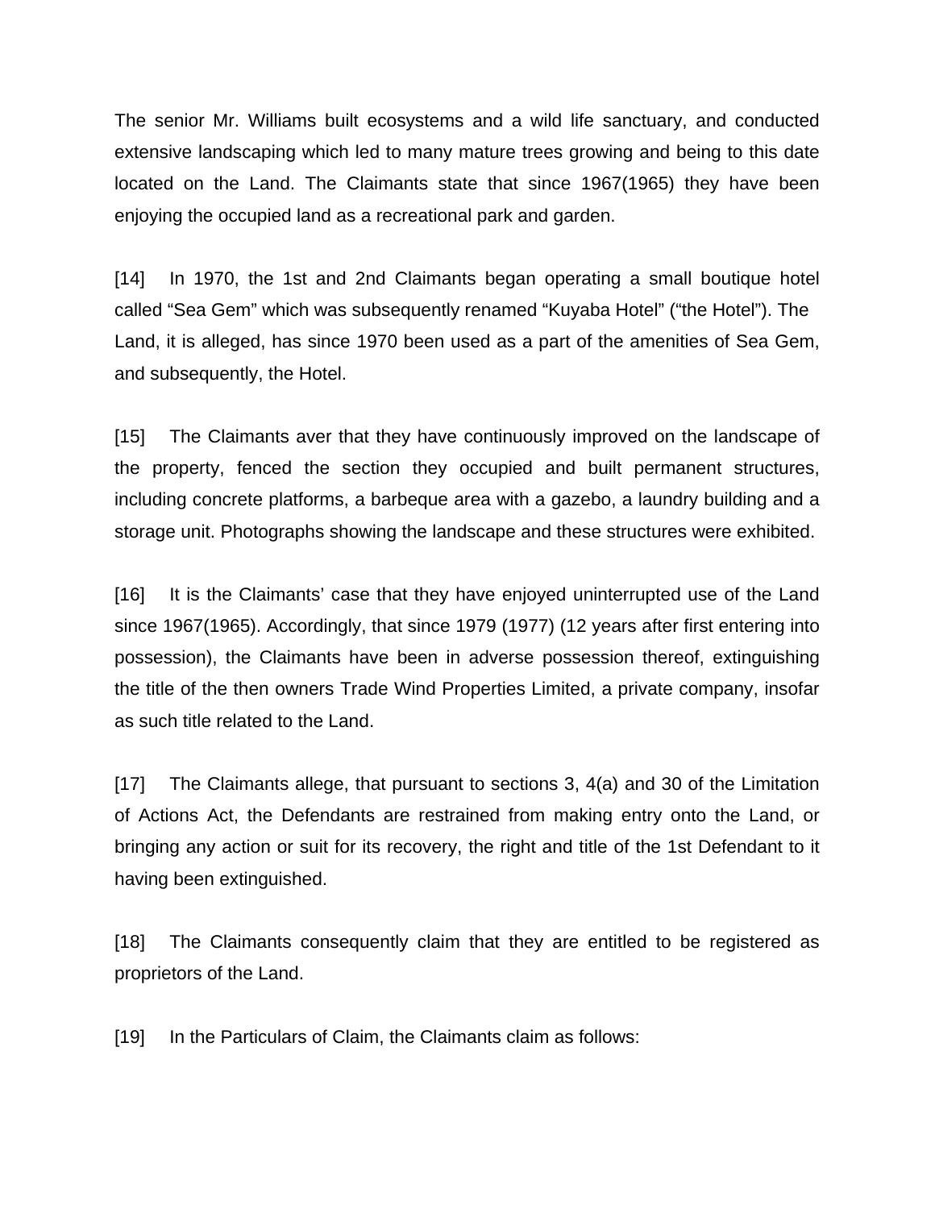The senior Mr. Williams built ecosystems and a wild life sanctuary, and conducted extensive landscaping which led to many mature trees growing and being to this date located on the Land. The Claimants state that since 1967(1965) they have been enjoying the occupied land as a recreational park and garden.

[14] In 1970, the 1st and 2nd Claimants began operating a small boutique hotel called “Sea Gem” which was subsequently renamed “Kuyaba Hotel” (“the Hotel”). The Land, it is alleged, has since 1970 been used as a part of the amenities of Sea Gem, and subsequently, the Hotel.

[15] The Claimants aver that they have continuously improved on the landscape of the property, fenced the section they occupied and built permanent structures, including concrete platforms, a barbeque area with a gazebo, a laundry building and a storage unit. Photographs showing the landscape and these structures were exhibited.

[16] It is the Claimants’ case that they have enjoyed uninterrupted use of the Land since 1967(1965). Accordingly, that since 1979 (1977) (12 years after first entering into possession), the Claimants have been in adverse possession thereof, extinguishing the title of the then owners Trade Wind Properties Limited, a private company, insofar as such title related to the Land.

[17] The Claimants allege, that pursuant to sections 3, 4(a) and 30 of the Limitation of Actions Act, the Defendants are restrained from making entry onto the Land, or bringing any action or suit for its recovery, the right and title of the 1st Defendant to it having been extinguished.

[18] The Claimants consequently claim that they are entitled to be registered as proprietors of the Land.

[19] In the Particulars of Claim, the Claimants claim as follows: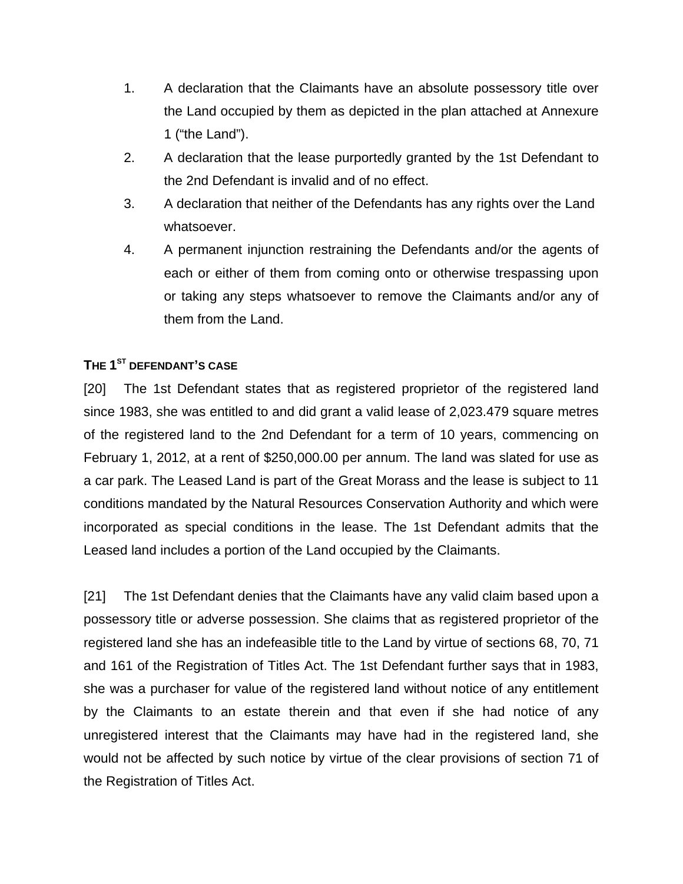1. A declaration that the Claimants have an absolute possessory title over the Land occupied by them as depicted in the plan attached at Annexure 1 ("the Land").
2. A declaration that the lease purportedly granted by the 1st Defendant to the 2nd Defendant is invalid and of no effect.
3. A declaration that neither of the Defendants has any rights over the Land whatsoever.
4. A permanent injunction restraining the Defendants and/or the agents of each or either of them from coming onto or otherwise trespassing upon or taking any steps whatsoever to remove the Claimants and/or any of them from the Land.

### THE 1ST DEFENDANT'S CASE

[20] The 1st Defendant states that as registered proprietor of the registered land since 1983, she was entitled to and did grant a valid lease of 2,023.479 square metres of the registered land to the 2nd Defendant for a term of 10 years, commencing on February 1, 2012, at a rent of $250,000.00 per annum. The land was slated for use as a car park. The Leased Land is part of the Great Morass and the lease is subject to 11 conditions mandated by the Natural Resources Conservation Authority and which were incorporated as special conditions in the lease. The 1st Defendant admits that the Leased land includes a portion of the Land occupied by the Claimants.

[21] The 1st Defendant denies that the Claimants have any valid claim based upon a possessory title or adverse possession. She claims that as registered proprietor of the registered land she has an indefeasible title to the Land by virtue of sections 68, 70, 71 and 161 of the Registration of Titles Act. The 1st Defendant further says that in 1983, she was a purchaser for value of the registered land without notice of any entitlement by the Claimants to an estate therein and that even if she had notice of any unregistered interest that the Claimants may have had in the registered land, she would not be affected by such notice by virtue of the clear provisions of section 71 of the Registration of Titles Act.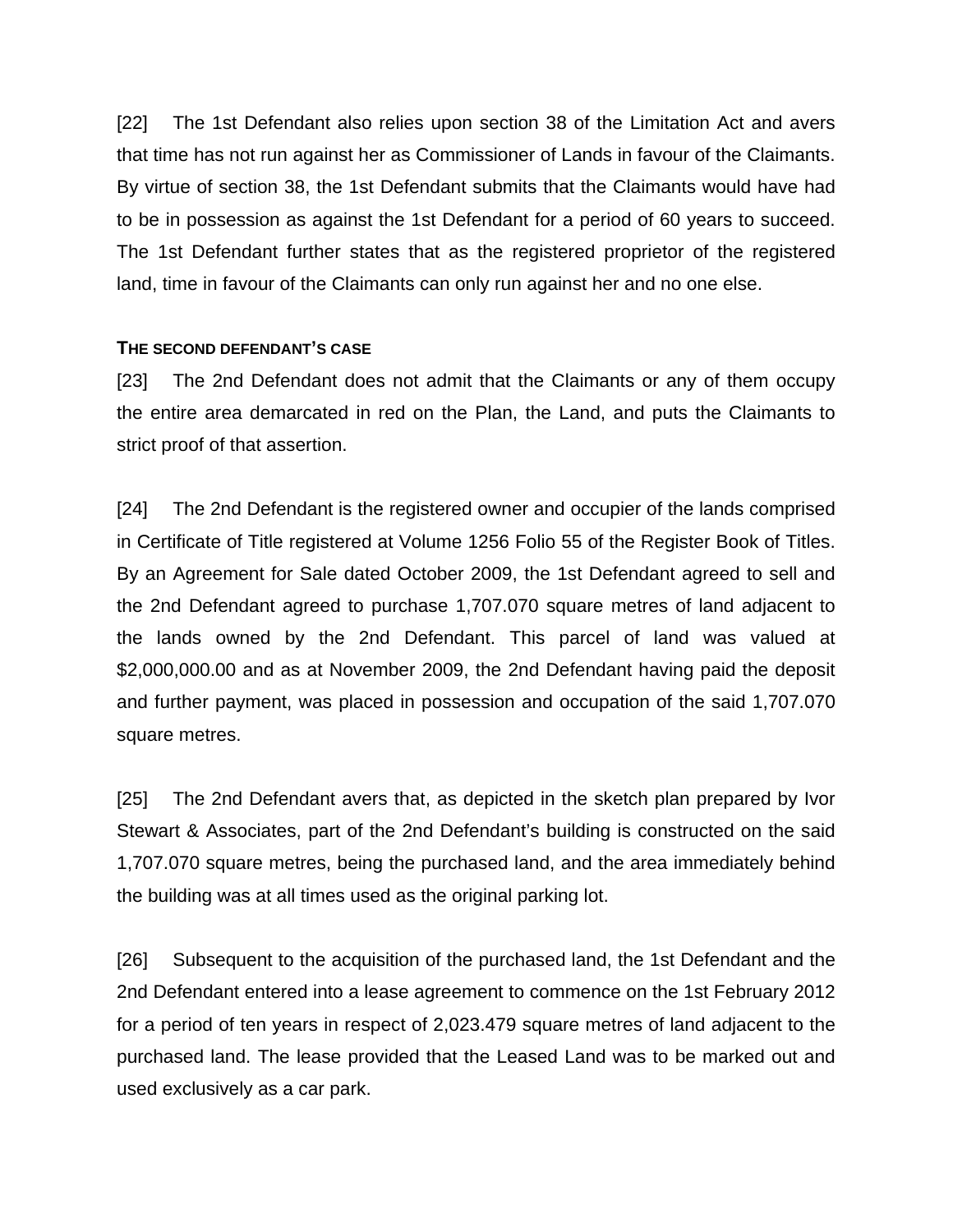[22] The 1st Defendant also relies upon section 38 of the Limitation Act and avers that time has not run against her as Commissioner of Lands in favour of the Claimants. By virtue of section 38, the 1st Defendant submits that the Claimants would have had to be in possession as against the 1st Defendant for a period of 60 years to succeed. The 1st Defendant further states that as the registered proprietor of the registered land, time in favour of the Claimants can only run against her and no one else.

### THE SECOND DEFENDANT'S CASE

[23] The 2nd Defendant does not admit that the Claimants or any of them occupy the entire area demarcated in red on the Plan, the Land, and puts the Claimants to strict proof of that assertion.

[24] The 2nd Defendant is the registered owner and occupier of the lands comprised in Certificate of Title registered at Volume 1256 Folio 55 of the Register Book of Titles. By an Agreement for Sale dated October 2009, the 1st Defendant agreed to sell and the 2nd Defendant agreed to purchase 1,707.070 square metres of land adjacent to the lands owned by the 2nd Defendant. This parcel of land was valued at $2,000,000.00 and as at November 2009, the 2nd Defendant having paid the deposit and further payment, was placed in possession and occupation of the said 1,707.070 square metres.

[25] The 2nd Defendant avers that, as depicted in the sketch plan prepared by Ivor Stewart & Associates, part of the 2nd Defendant's building is constructed on the said 1,707.070 square metres, being the purchased land, and the area immediately behind the building was at all times used as the original parking lot.

[26] Subsequent to the acquisition of the purchased land, the 1st Defendant and the 2nd Defendant entered into a lease agreement to commence on the 1st February 2012 for a period of ten years in respect of 2,023.479 square metres of land adjacent to the purchased land. The lease provided that the Leased Land was to be marked out and used exclusively as a car park.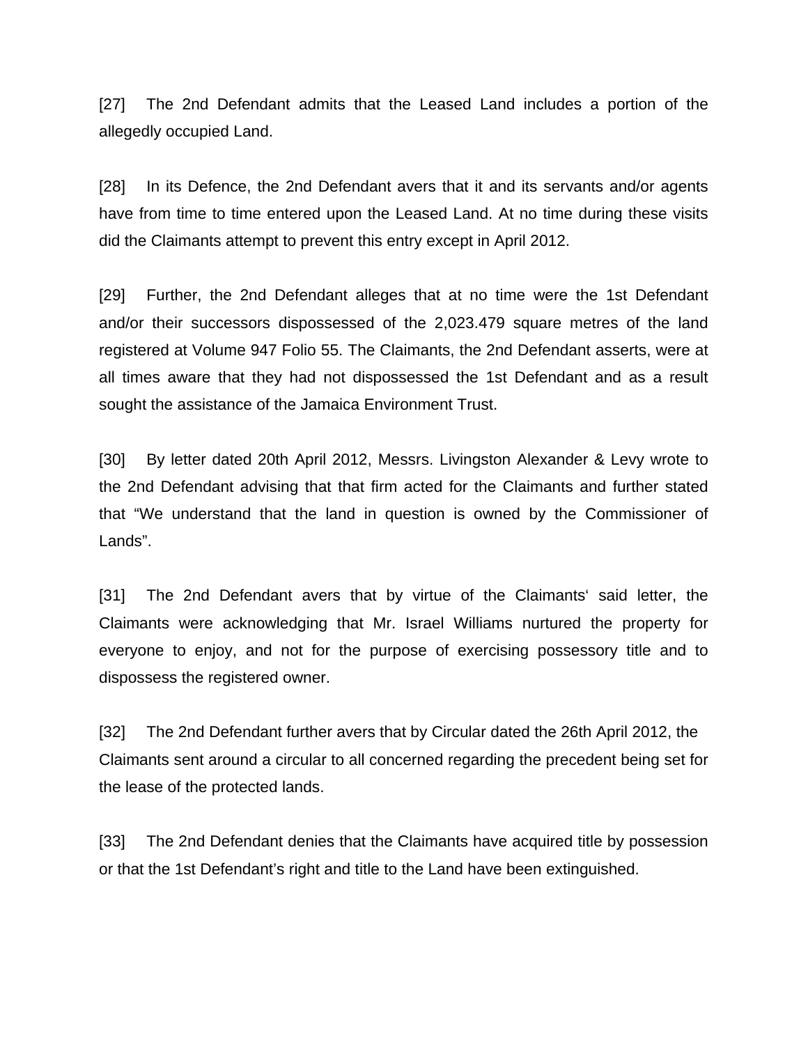[27] The 2nd Defendant admits that the Leased Land includes a portion of the allegedly occupied Land.

[28] In its Defence, the 2nd Defendant avers that it and its servants and/or agents have from time to time entered upon the Leased Land. At no time during these visits did the Claimants attempt to prevent this entry except in April 2012.

[29] Further, the 2nd Defendant alleges that at no time were the 1st Defendant and/or their successors dispossessed of the 2,023.479 square metres of the land registered at Volume 947 Folio 55. The Claimants, the 2nd Defendant asserts, were at all times aware that they had not dispossessed the 1st Defendant and as a result sought the assistance of the Jamaica Environment Trust.

[30] By letter dated 20th April 2012, Messrs. Livingston Alexander & Levy wrote to the 2nd Defendant advising that that firm acted for the Claimants and further stated that "We understand that the land in question is owned by the Commissioner of Lands".

[31] The 2nd Defendant avers that by virtue of the Claimants' said letter, the Claimants were acknowledging that Mr. Israel Williams nurtured the property for everyone to enjoy, and not for the purpose of exercising possessory title and to dispossess the registered owner.

[32] The 2nd Defendant further avers that by Circular dated the 26th April 2012, the Claimants sent around a circular to all concerned regarding the precedent being set for the lease of the protected lands.

[33] The 2nd Defendant denies that the Claimants have acquired title by possession or that the 1st Defendant's right and title to the Land have been extinguished.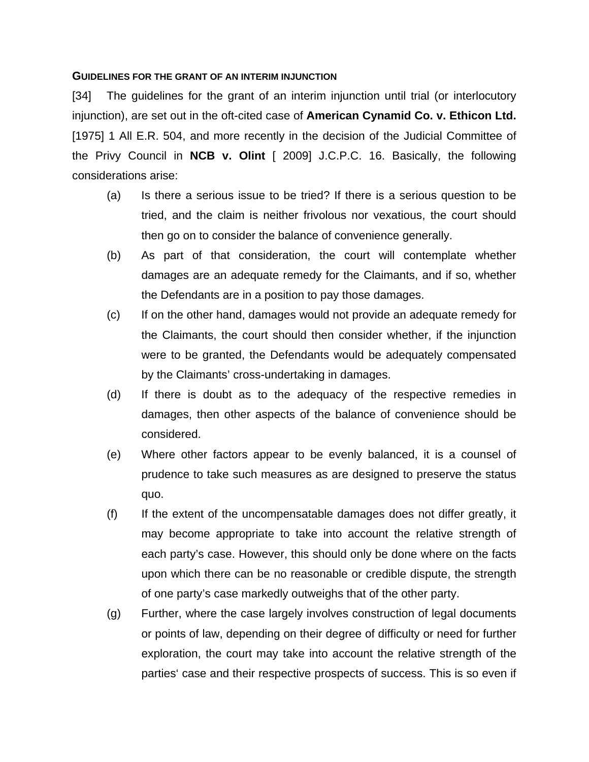**GUIDELINES FOR THE GRANT OF AN INTERIM INJUNCTION**

[34] The guidelines for the grant of an interim injunction until trial (or interlocutory injunction), are set out in the oft-cited case of **American Cynamid Co. v. Ethicon Ltd.** [1975] 1 All E.R. 504, and more recently in the decision of the Judicial Committee of the Privy Council in **NCB v. Olint** [ 2009] J.C.P.C. 16. Basically, the following considerations arise:

(a) Is there a serious issue to be tried? If there is a serious question to be tried, and the claim is neither frivolous nor vexatious, the court should then go on to consider the balance of convenience generally.

(b) As part of that consideration, the court will contemplate whether damages are an adequate remedy for the Claimants, and if so, whether the Defendants are in a position to pay those damages.

(c) If on the other hand, damages would not provide an adequate remedy for the Claimants, the court should then consider whether, if the injunction were to be granted, the Defendants would be adequately compensated by the Claimants' cross-undertaking in damages.

(d) If there is doubt as to the adequacy of the respective remedies in damages, then other aspects of the balance of convenience should be considered.

(e) Where other factors appear to be evenly balanced, it is a counsel of prudence to take such measures as are designed to preserve the status quo.

(f) If the extent of the uncompensatable damages does not differ greatly, it may become appropriate to take into account the relative strength of each party's case. However, this should only be done where on the facts upon which there can be no reasonable or credible dispute, the strength of one party's case markedly outweighs that of the other party.

(g) Further, where the case largely involves construction of legal documents or points of law, depending on their degree of difficulty or need for further exploration, the court may take into account the relative strength of the parties' case and their respective prospects of success. This is so even if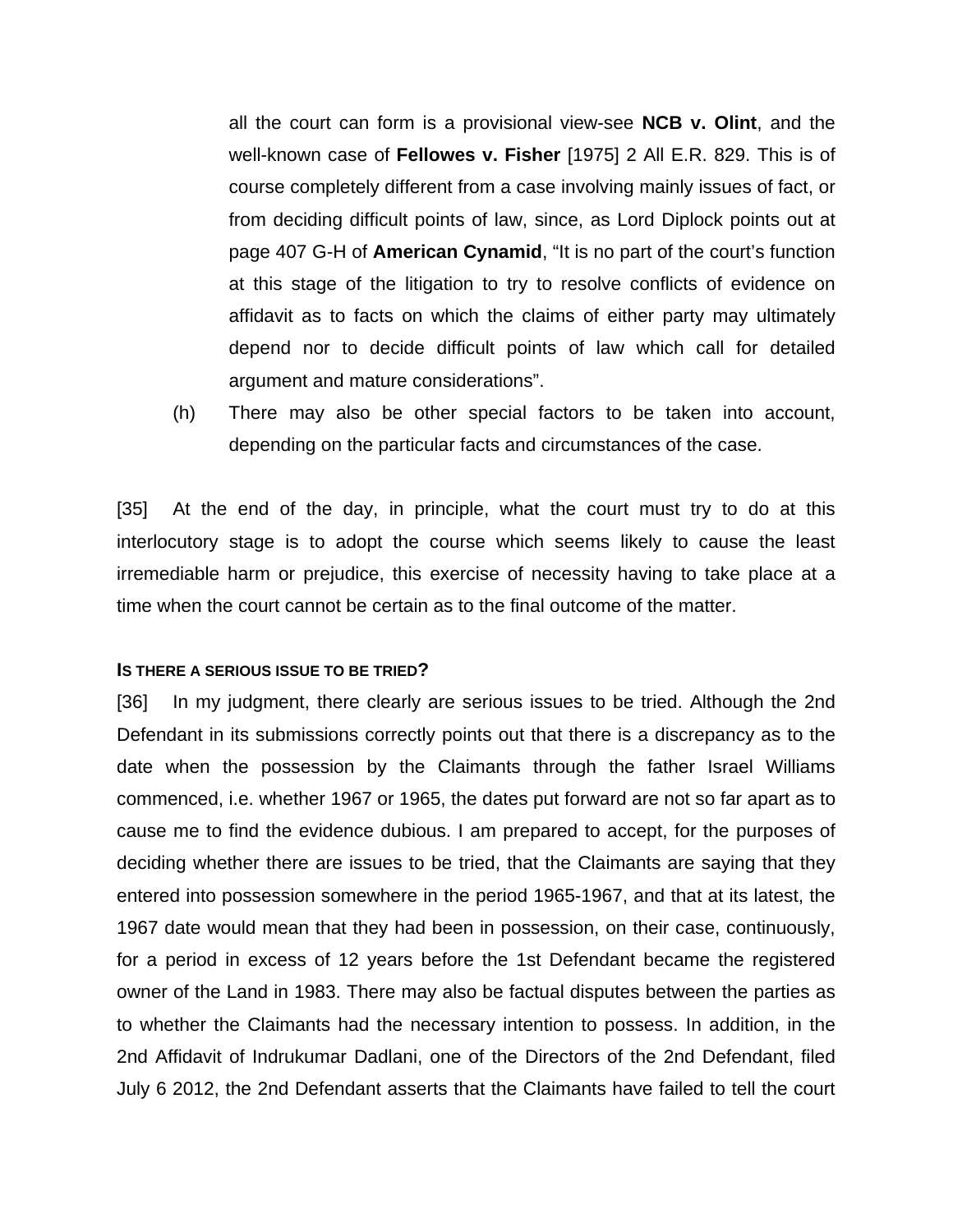all the court can form is a provisional view-see **NCB v. Olint**, and the well-known case of **Fellowes v. Fisher** [1975] 2 All E.R. 829. This is of course completely different from a case involving mainly issues of fact, or from deciding difficult points of law, since, as Lord Diplock points out at page 407 G-H of **American Cynamid**, "It is no part of the court's function at this stage of the litigation to try to resolve conflicts of evidence on affidavit as to facts on which the claims of either party may ultimately depend nor to decide difficult points of law which call for detailed argument and mature considerations".

(h) There may also be other special factors to be taken into account, depending on the particular facts and circumstances of the case.

[35] At the end of the day, in principle, what the court must try to do at this interlocutory stage is to adopt the course which seems likely to cause the least irremediable harm or prejudice, this exercise of necessity having to take place at a time when the court cannot be certain as to the final outcome of the matter.

**IS THERE A SERIOUS ISSUE TO BE TRIED?**

[36] In my judgment, there clearly are serious issues to be tried. Although the 2nd Defendant in its submissions correctly points out that there is a discrepancy as to the date when the possession by the Claimants through the father Israel Williams commenced, i.e. whether 1967 or 1965, the dates put forward are not so far apart as to cause me to find the evidence dubious. I am prepared to accept, for the purposes of deciding whether there are issues to be tried, that the Claimants are saying that they entered into possession somewhere in the period 1965-1967, and that at its latest, the 1967 date would mean that they had been in possession, on their case, continuously, for a period in excess of 12 years before the 1st Defendant became the registered owner of the Land in 1983. There may also be factual disputes between the parties as to whether the Claimants had the necessary intention to possess. In addition, in the 2nd Affidavit of Indrukumar Dadlani, one of the Directors of the 2nd Defendant, filed July 6 2012, the 2nd Defendant asserts that the Claimants have failed to tell the court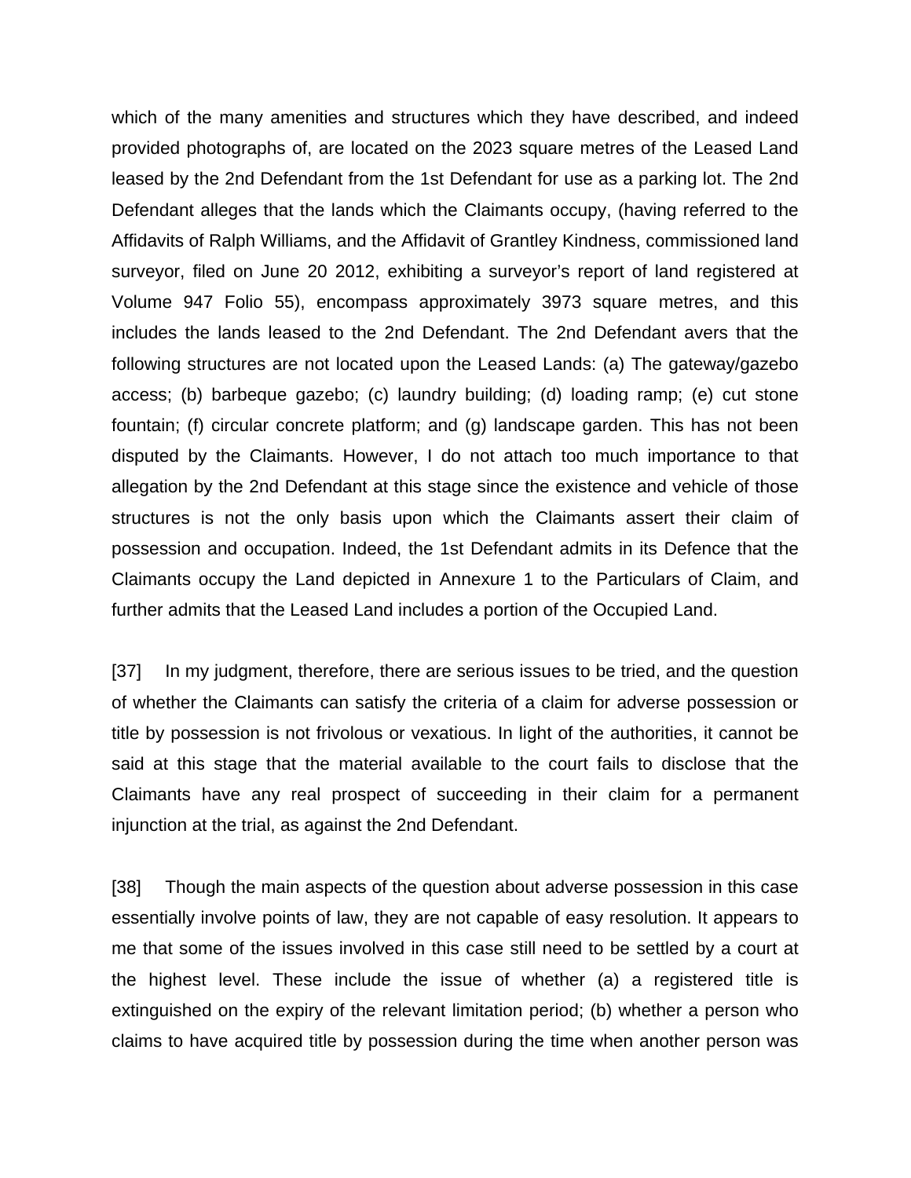which of the many amenities and structures which they have described, and indeed provided photographs of, are located on the 2023 square metres of the Leased Land leased by the 2nd Defendant from the 1st Defendant for use as a parking lot. The 2nd Defendant alleges that the lands which the Claimants occupy, (having referred to the Affidavits of Ralph Williams, and the Affidavit of Grantley Kindness, commissioned land surveyor, filed on June 20 2012, exhibiting a surveyor's report of land registered at Volume 947 Folio 55), encompass approximately 3973 square metres, and this includes the lands leased to the 2nd Defendant. The 2nd Defendant avers that the following structures are not located upon the Leased Lands: (a) The gateway/gazebo access; (b) barbeque gazebo; (c) laundry building; (d) loading ramp; (e) cut stone fountain; (f) circular concrete platform; and (g) landscape garden. This has not been disputed by the Claimants. However, I do not attach too much importance to that allegation by the 2nd Defendant at this stage since the existence and vehicle of those structures is not the only basis upon which the Claimants assert their claim of possession and occupation. Indeed, the 1st Defendant admits in its Defence that the Claimants occupy the Land depicted in Annexure 1 to the Particulars of Claim, and further admits that the Leased Land includes a portion of the Occupied Land.

[37] In my judgment, therefore, there are serious issues to be tried, and the question of whether the Claimants can satisfy the criteria of a claim for adverse possession or title by possession is not frivolous or vexatious. In light of the authorities, it cannot be said at this stage that the material available to the court fails to disclose that the Claimants have any real prospect of succeeding in their claim for a permanent injunction at the trial, as against the 2nd Defendant.

[38] Though the main aspects of the question about adverse possession in this case essentially involve points of law, they are not capable of easy resolution. It appears to me that some of the issues involved in this case still need to be settled by a court at the highest level. These include the issue of whether (a) a registered title is extinguished on the expiry of the relevant limitation period; (b) whether a person who claims to have acquired title by possession during the time when another person was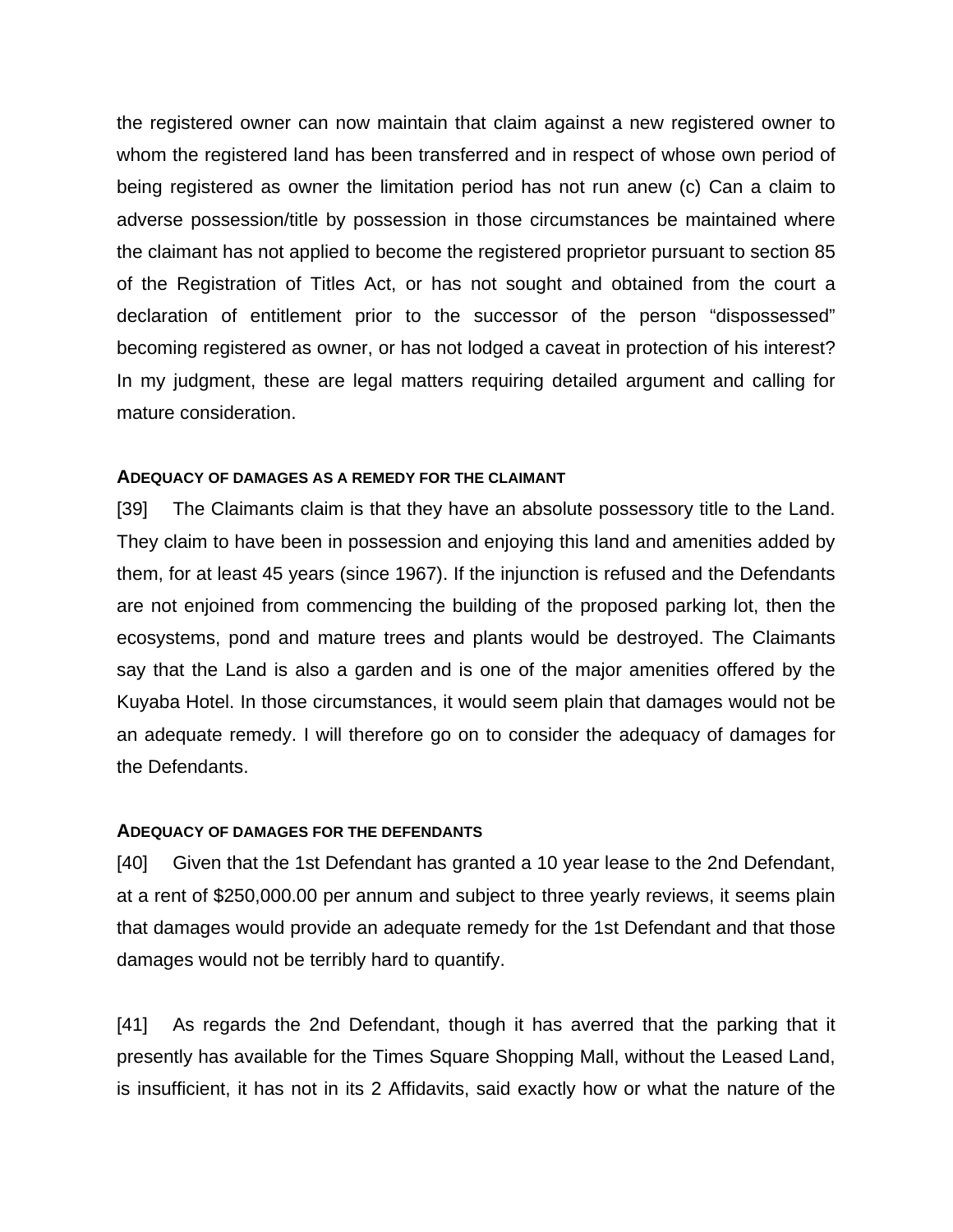the registered owner can now maintain that claim against a new registered owner to whom the registered land has been transferred and in respect of whose own period of being registered as owner the limitation period has not run anew (c) Can a claim to adverse possession/title by possession in those circumstances be maintained where the claimant has not applied to become the registered proprietor pursuant to section 85 of the Registration of Titles Act, or has not sought and obtained from the court a declaration of entitlement prior to the successor of the person "dispossessed" becoming registered as owner, or has not lodged a caveat in protection of his interest? In my judgment, these are legal matters requiring detailed argument and calling for mature consideration.

#### ADEQUACY OF DAMAGES AS A REMEDY FOR THE CLAIMANT

[39] The Claimants claim is that they have an absolute possessory title to the Land. They claim to have been in possession and enjoying this land and amenities added by them, for at least 45 years (since 1967). If the injunction is refused and the Defendants are not enjoined from commencing the building of the proposed parking lot, then the ecosystems, pond and mature trees and plants would be destroyed. The Claimants say that the Land is also a garden and is one of the major amenities offered by the Kuyaba Hotel. In those circumstances, it would seem plain that damages would not be an adequate remedy. I will therefore go on to consider the adequacy of damages for the Defendants.

#### ADEQUACY OF DAMAGES FOR THE DEFENDANTS

[40] Given that the 1st Defendant has granted a 10 year lease to the 2nd Defendant, at a rent of $250,000.00 per annum and subject to three yearly reviews, it seems plain that damages would provide an adequate remedy for the 1st Defendant and that those damages would not be terribly hard to quantify.

[41] As regards the 2nd Defendant, though it has averred that the parking that it presently has available for the Times Square Shopping Mall, without the Leased Land, is insufficient, it has not in its 2 Affidavits, said exactly how or what the nature of the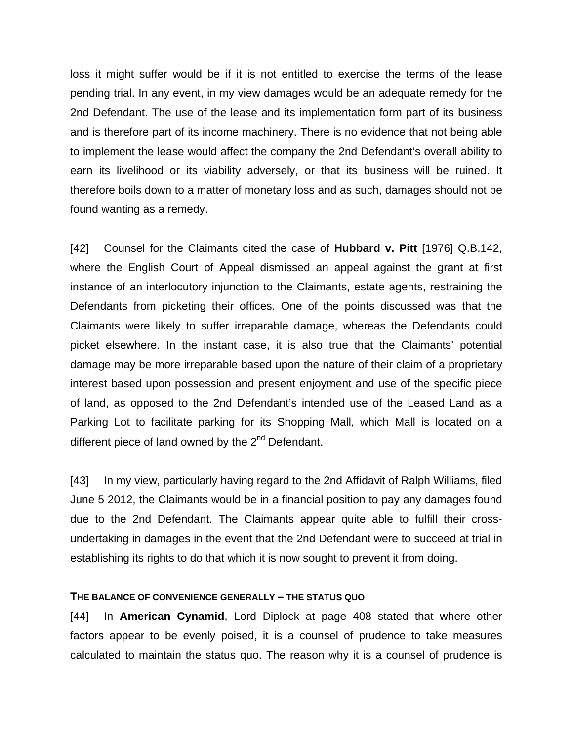loss it might suffer would be if it is not entitled to exercise the terms of the lease pending trial. In any event, in my view damages would be an adequate remedy for the 2nd Defendant. The use of the lease and its implementation form part of its business and is therefore part of its income machinery. There is no evidence that not being able to implement the lease would affect the company the 2nd Defendant's overall ability to earn its livelihood or its viability adversely, or that its business will be ruined. It therefore boils down to a matter of monetary loss and as such, damages should not be found wanting as a remedy.

[42] Counsel for the Claimants cited the case of **Hubbard v. Pitt** [1976] Q.B.142, where the English Court of Appeal dismissed an appeal against the grant at first instance of an interlocutory injunction to the Claimants, estate agents, restraining the Defendants from picketing their offices. One of the points discussed was that the Claimants were likely to suffer irreparable damage, whereas the Defendants could picket elsewhere. In the instant case, it is also true that the Claimants' potential damage may be more irreparable based upon the nature of their claim of a proprietary interest based upon possession and present enjoyment and use of the specific piece of land, as opposed to the 2nd Defendant's intended use of the Leased Land as a Parking Lot to facilitate parking for its Shopping Mall, which Mall is located on a different piece of land owned by the 2nd Defendant.

[43] In my view, particularly having regard to the 2nd Affidavit of Ralph Williams, filed June 5 2012, the Claimants would be in a financial position to pay any damages found due to the 2nd Defendant. The Claimants appear quite able to fulfill their cross-undertaking in damages in the event that the 2nd Defendant were to succeed at trial in establishing its rights to do that which it is now sought to prevent it from doing.

#### THE BALANCE OF CONVENIENCE GENERALLY – THE STATUS QUO

[44] In **American Cynamid**, Lord Diplock at page 408 stated that where other factors appear to be evenly poised, it is a counsel of prudence to take measures calculated to maintain the status quo. The reason why it is a counsel of prudence is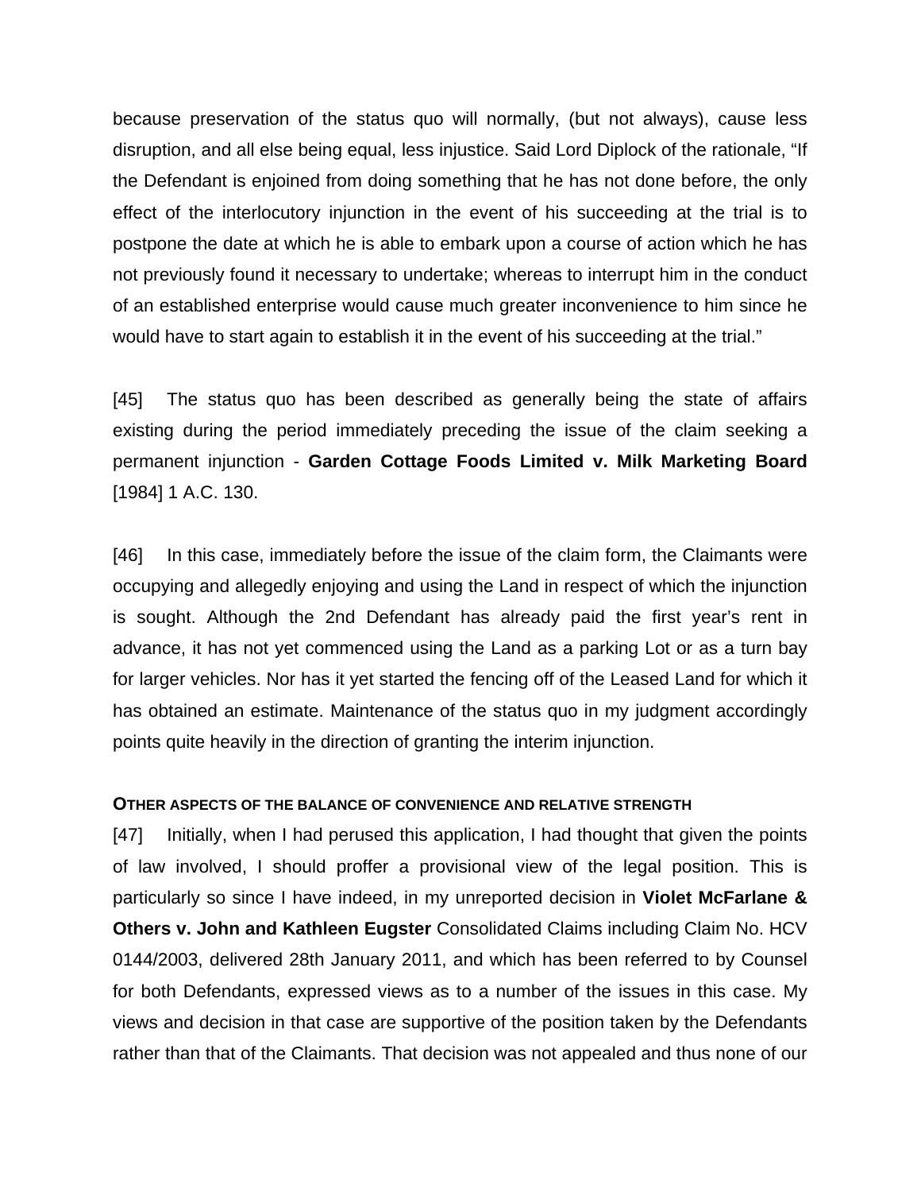because preservation of the status quo will normally, (but not always), cause less disruption, and all else being equal, less injustice. Said Lord Diplock of the rationale, "If the Defendant is enjoined from doing something that he has not done before, the only effect of the interlocutory injunction in the event of his succeeding at the trial is to postpone the date at which he is able to embark upon a course of action which he has not previously found it necessary to undertake; whereas to interrupt him in the conduct of an established enterprise would cause much greater inconvenience to him since he would have to start again to establish it in the event of his succeeding at the trial."

[45] The status quo has been described as generally being the state of affairs existing during the period immediately preceding the issue of the claim seeking a permanent injunction - **Garden Cottage Foods Limited v. Milk Marketing Board** [1984] 1 A.C. 130.

[46] In this case, immediately before the issue of the claim form, the Claimants were occupying and allegedly enjoying and using the Land in respect of which the injunction is sought. Although the 2nd Defendant has already paid the first year's rent in advance, it has not yet commenced using the Land as a parking Lot or as a turn bay for larger vehicles. Nor has it yet started the fencing off of the Leased Land for which it has obtained an estimate. Maintenance of the status quo in my judgment accordingly points quite heavily in the direction of granting the interim injunction.

**OTHER ASPECTS OF THE BALANCE OF CONVENIENCE AND RELATIVE STRENGTH**

[47] Initially, when I had perused this application, I had thought that given the points of law involved, I should proffer a provisional view of the legal position. This is particularly so since I have indeed, in my unreported decision in **Violet McFarlane & Others v. John and Kathleen Eugster** Consolidated Claims including Claim No. HCV 0144/2003, delivered 28th January 2011, and which has been referred to by Counsel for both Defendants, expressed views as to a number of the issues in this case. My views and decision in that case are supportive of the position taken by the Defendants rather than that of the Claimants. That decision was not appealed and thus none of our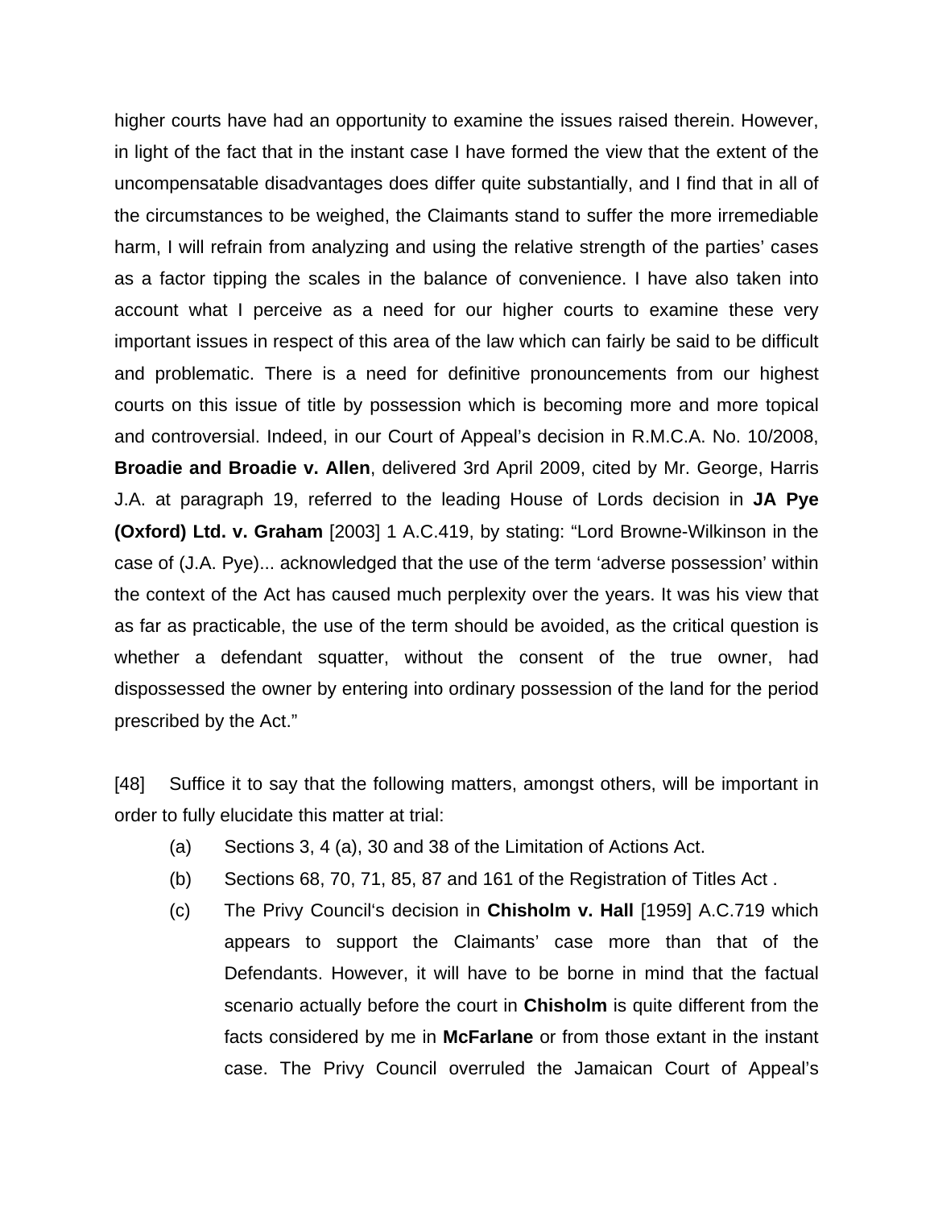higher courts have had an opportunity to examine the issues raised therein. However, in light of the fact that in the instant case I have formed the view that the extent of the uncompensatable disadvantages does differ quite substantially, and I find that in all of the circumstances to be weighed, the Claimants stand to suffer the more irremediable harm, I will refrain from analyzing and using the relative strength of the parties' cases as a factor tipping the scales in the balance of convenience. I have also taken into account what I perceive as a need for our higher courts to examine these very important issues in respect of this area of the law which can fairly be said to be difficult and problematic. There is a need for definitive pronouncements from our highest courts on this issue of title by possession which is becoming more and more topical and controversial. Indeed, in our Court of Appeal's decision in R.M.C.A. No. 10/2008, **Broadie and Broadie v. Allen**, delivered 3rd April 2009, cited by Mr. George, Harris J.A. at paragraph 19, referred to the leading House of Lords decision in **JA Pye (Oxford) Ltd. v. Graham** [2003] 1 A.C.419, by stating: "Lord Browne-Wilkinson in the case of (J.A. Pye)... acknowledged that the use of the term 'adverse possession' within the context of the Act has caused much perplexity over the years. It was his view that as far as practicable, the use of the term should be avoided, as the critical question is whether a defendant squatter, without the consent of the true owner, had dispossessed the owner by entering into ordinary possession of the land for the period prescribed by the Act."

[48] Suffice it to say that the following matters, amongst others, will be important in order to fully elucidate this matter at trial:

(a) Sections 3, 4 (a), 30 and 38 of the Limitation of Actions Act.

(b) Sections 68, 70, 71, 85, 87 and 161 of the Registration of Titles Act .

(c) The Privy Council's decision in **Chisholm v. Hall** [1959] A.C.719 which appears to support the Claimants' case more than that of the Defendants. However, it will have to be borne in mind that the factual scenario actually before the court in **Chisholm** is quite different from the facts considered by me in **McFarlane** or from those extant in the instant case. The Privy Council overruled the Jamaican Court of Appeal's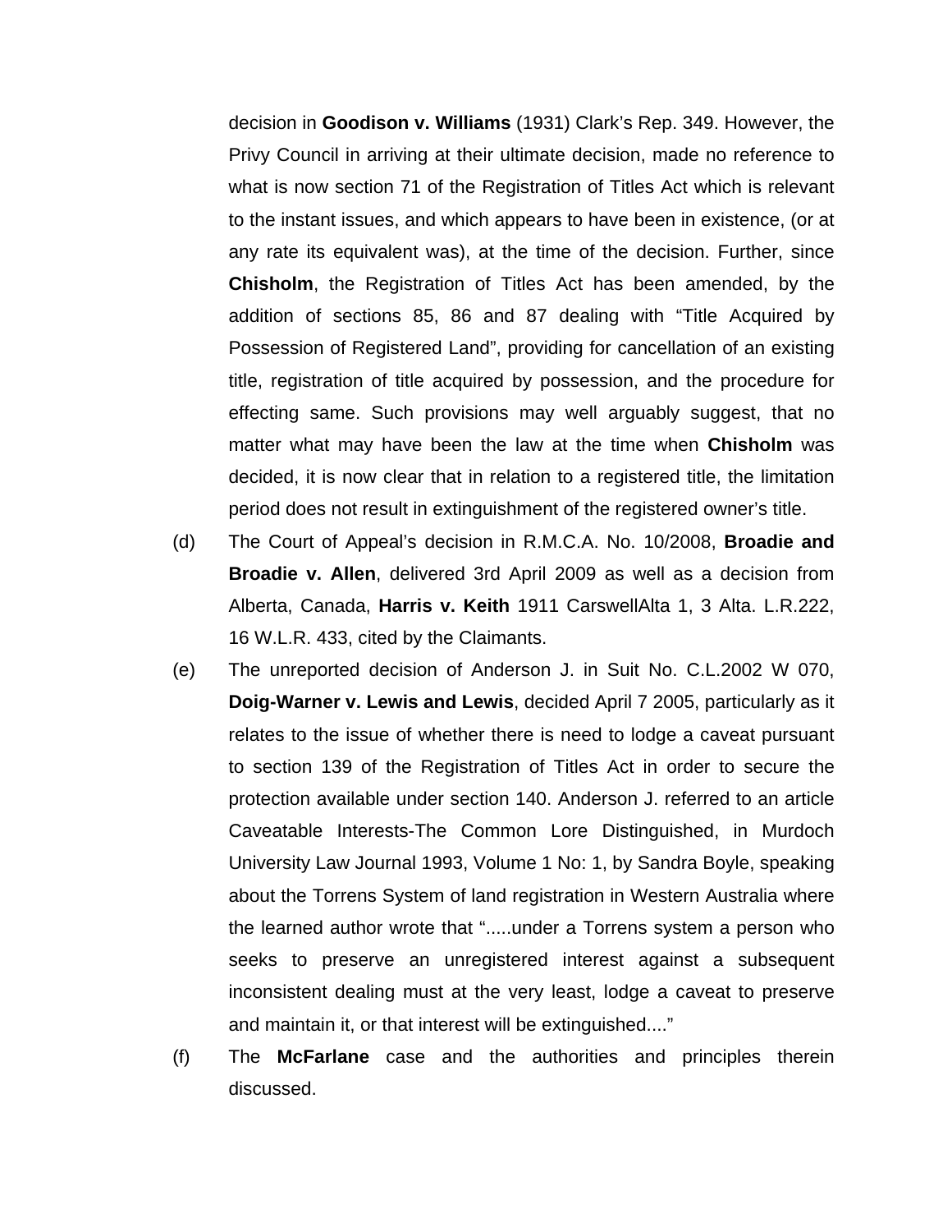decision in **Goodison v. Williams** (1931) Clark's Rep. 349. However, the Privy Council in arriving at their ultimate decision, made no reference to what is now section 71 of the Registration of Titles Act which is relevant to the instant issues, and which appears to have been in existence, (or at any rate its equivalent was), at the time of the decision. Further, since **Chisholm**, the Registration of Titles Act has been amended, by the addition of sections 85, 86 and 87 dealing with "Title Acquired by Possession of Registered Land", providing for cancellation of an existing title, registration of title acquired by possession, and the procedure for effecting same. Such provisions may well arguably suggest, that no matter what may have been the law at the time when **Chisholm** was decided, it is now clear that in relation to a registered title, the limitation period does not result in extinguishment of the registered owner's title.

(d) The Court of Appeal's decision in R.M.C.A. No. 10/2008, **Broadie and Broadie v. Allen**, delivered 3rd April 2009 as well as a decision from Alberta, Canada, **Harris v. Keith** 1911 CarswellAlta 1, 3 Alta. L.R.222, 16 W.L.R. 433, cited by the Claimants.

(e) The unreported decision of Anderson J. in Suit No. C.L.2002 W 070, **Doig-Warner v. Lewis and Lewis**, decided April 7 2005, particularly as it relates to the issue of whether there is need to lodge a caveat pursuant to section 139 of the Registration of Titles Act in order to secure the protection available under section 140. Anderson J. referred to an article Caveatable Interests-The Common Lore Distinguished, in Murdoch University Law Journal 1993, Volume 1 No: 1, by Sandra Boyle, speaking about the Torrens System of land registration in Western Australia where the learned author wrote that ".....under a Torrens system a person who seeks to preserve an unregistered interest against a subsequent inconsistent dealing must at the very least, lodge a caveat to preserve and maintain it, or that interest will be extinguished...."

(f) The **McFarlane** case and the authorities and principles therein discussed.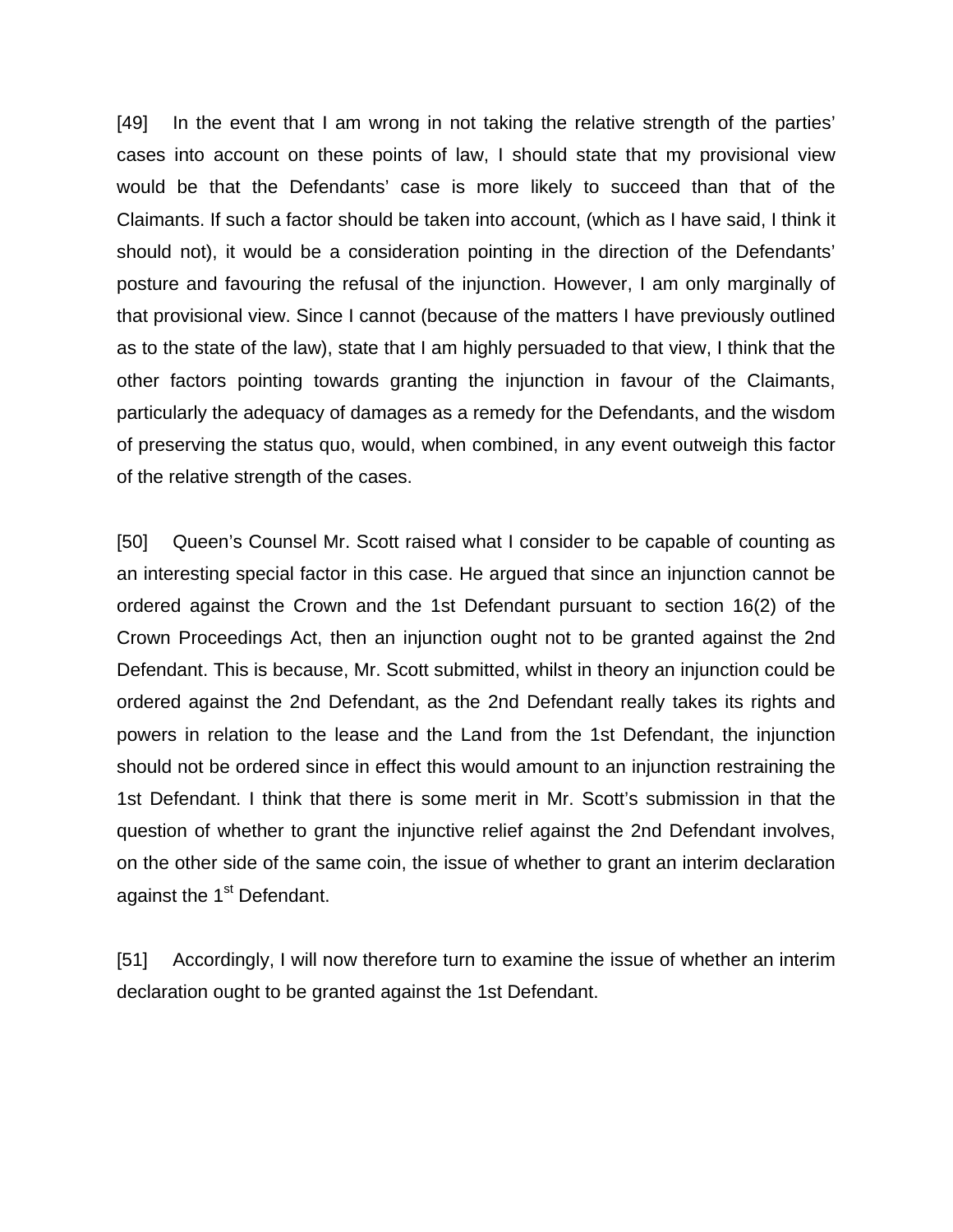[49] In the event that I am wrong in not taking the relative strength of the parties' cases into account on these points of law, I should state that my provisional view would be that the Defendants' case is more likely to succeed than that of the Claimants. If such a factor should be taken into account, (which as I have said, I think it should not), it would be a consideration pointing in the direction of the Defendants' posture and favouring the refusal of the injunction. However, I am only marginally of that provisional view. Since I cannot (because of the matters I have previously outlined as to the state of the law), state that I am highly persuaded to that view, I think that the other factors pointing towards granting the injunction in favour of the Claimants, particularly the adequacy of damages as a remedy for the Defendants, and the wisdom of preserving the status quo, would, when combined, in any event outweigh this factor of the relative strength of the cases.

[50] Queen's Counsel Mr. Scott raised what I consider to be capable of counting as an interesting special factor in this case. He argued that since an injunction cannot be ordered against the Crown and the 1st Defendant pursuant to section 16(2) of the Crown Proceedings Act, then an injunction ought not to be granted against the 2nd Defendant. This is because, Mr. Scott submitted, whilst in theory an injunction could be ordered against the 2nd Defendant, as the 2nd Defendant really takes its rights and powers in relation to the lease and the Land from the 1st Defendant, the injunction should not be ordered since in effect this would amount to an injunction restraining the 1st Defendant. I think that there is some merit in Mr. Scott's submission in that the question of whether to grant the injunctive relief against the 2nd Defendant involves, on the other side of the same coin, the issue of whether to grant an interim declaration against the 1st Defendant.

[51] Accordingly, I will now therefore turn to examine the issue of whether an interim declaration ought to be granted against the 1st Defendant.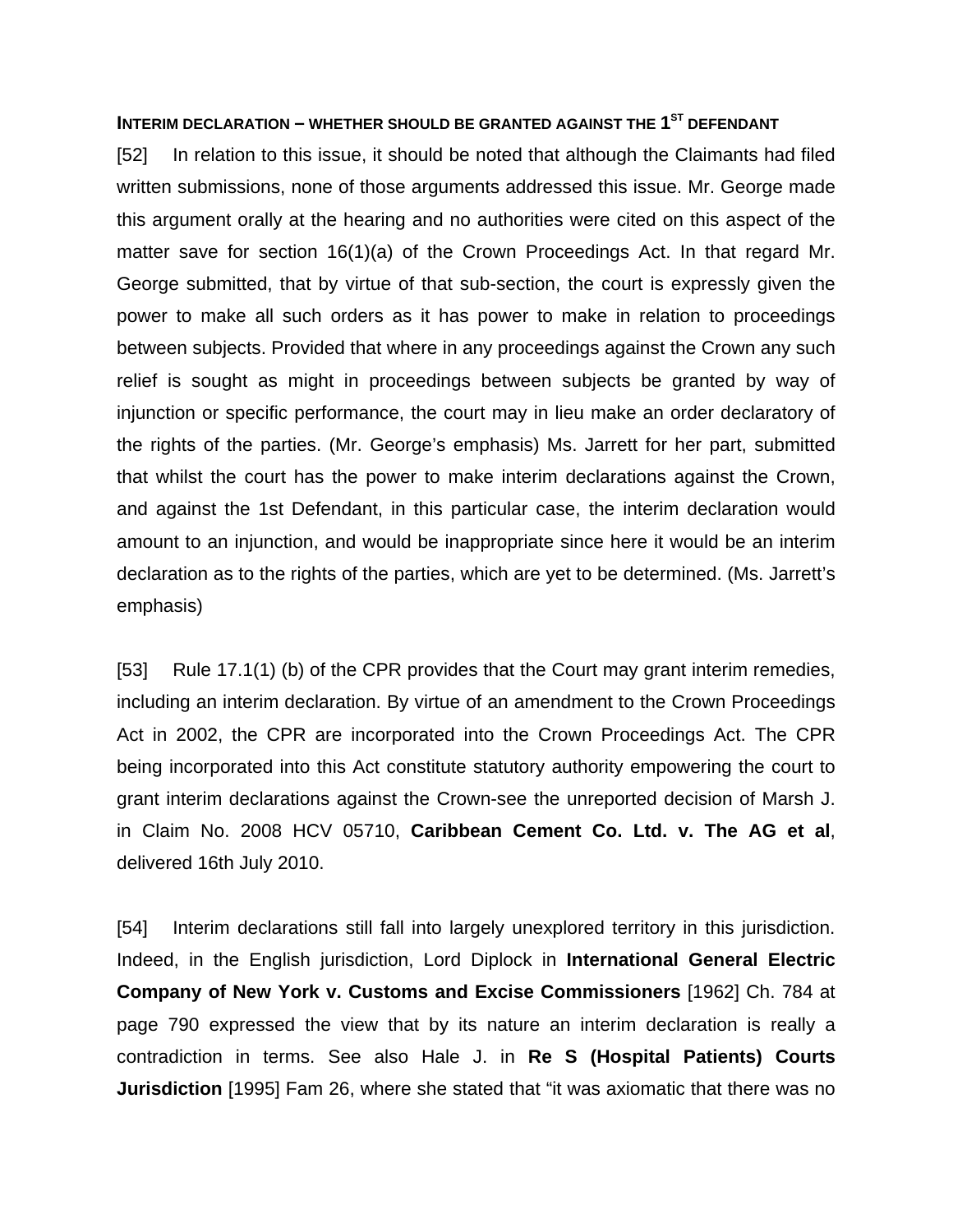### INTERIM DECLARATION – WHETHER SHOULD BE GRANTED AGAINST THE 1ST DEFENDANT

[52] In relation to this issue, it should be noted that although the Claimants had filed written submissions, none of those arguments addressed this issue. Mr. George made this argument orally at the hearing and no authorities were cited on this aspect of the matter save for section 16(1)(a) of the Crown Proceedings Act. In that regard Mr. George submitted, that by virtue of that sub-section, the court is expressly given the power to make all such orders as it has power to make in relation to proceedings between subjects. Provided that where in any proceedings against the Crown any such relief is sought as might in proceedings between subjects be granted by way of injunction or specific performance, the court may in lieu make an order declaratory of the rights of the parties. (Mr. George's emphasis) Ms. Jarrett for her part, submitted that whilst the court has the power to make interim declarations against the Crown, and against the 1st Defendant, in this particular case, the interim declaration would amount to an injunction, and would be inappropriate since here it would be an interim declaration as to the rights of the parties, which are yet to be determined. (Ms. Jarrett's emphasis)

[53] Rule 17.1(1) (b) of the CPR provides that the Court may grant interim remedies, including an interim declaration. By virtue of an amendment to the Crown Proceedings Act in 2002, the CPR are incorporated into the Crown Proceedings Act. The CPR being incorporated into this Act constitute statutory authority empowering the court to grant interim declarations against the Crown-see the unreported decision of Marsh J. in Claim No. 2008 HCV 05710, **Caribbean Cement Co. Ltd. v. The AG et al**, delivered 16th July 2010.

[54] Interim declarations still fall into largely unexplored territory in this jurisdiction. Indeed, in the English jurisdiction, Lord Diplock in **International General Electric Company of New York v. Customs and Excise Commissioners** [1962] Ch. 784 at page 790 expressed the view that by its nature an interim declaration is really a contradiction in terms. See also Hale J. in **Re S (Hospital Patients) Courts Jurisdiction** [1995] Fam 26, where she stated that "it was axiomatic that there was no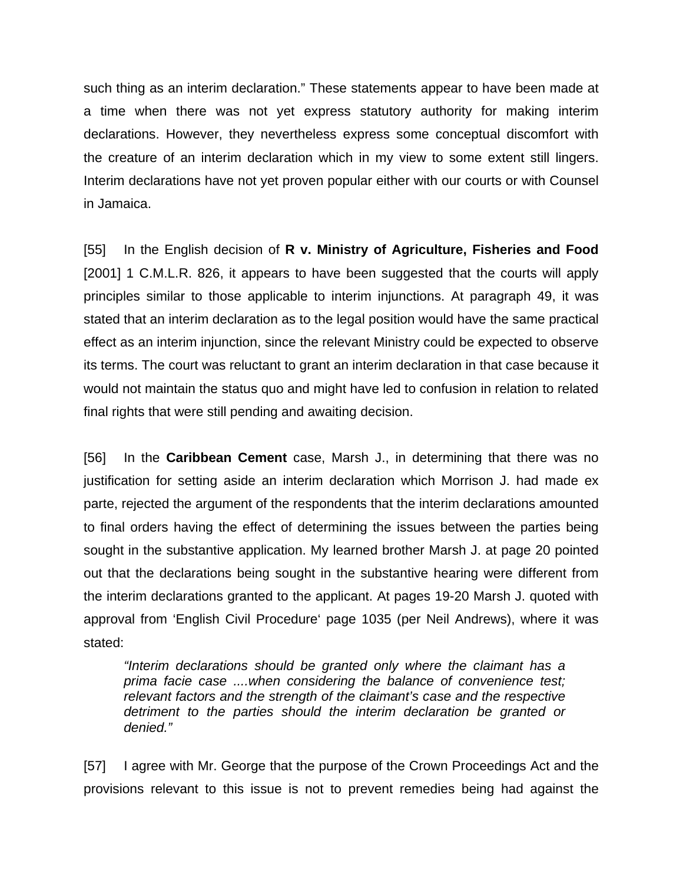such thing as an interim declaration." These statements appear to have been made at a time when there was not yet express statutory authority for making interim declarations. However, they nevertheless express some conceptual discomfort with the creature of an interim declaration which in my view to some extent still lingers. Interim declarations have not yet proven popular either with our courts or with Counsel in Jamaica.

[55] In the English decision of **R v. Ministry of Agriculture, Fisheries and Food** [2001] 1 C.M.L.R. 826, it appears to have been suggested that the courts will apply principles similar to those applicable to interim injunctions. At paragraph 49, it was stated that an interim declaration as to the legal position would have the same practical effect as an interim injunction, since the relevant Ministry could be expected to observe its terms. The court was reluctant to grant an interim declaration in that case because it would not maintain the status quo and might have led to confusion in relation to related final rights that were still pending and awaiting decision.

[56] In the **Caribbean Cement** case, Marsh J., in determining that there was no justification for setting aside an interim declaration which Morrison J. had made ex parte, rejected the argument of the respondents that the interim declarations amounted to final orders having the effect of determining the issues between the parties being sought in the substantive application. My learned brother Marsh J. at page 20 pointed out that the declarations being sought in the substantive hearing were different from the interim declarations granted to the applicant. At pages 19-20 Marsh J. quoted with approval from 'English Civil Procedure' page 1035 (per Neil Andrews), where it was stated:

> *"Interim declarations should be granted only where the claimant has a prima facie case ....when considering the balance of convenience test; relevant factors and the strength of the claimant's case and the respective detriment to the parties should the interim declaration be granted or denied."*

[57] I agree with Mr. George that the purpose of the Crown Proceedings Act and the provisions relevant to this issue is not to prevent remedies being had against the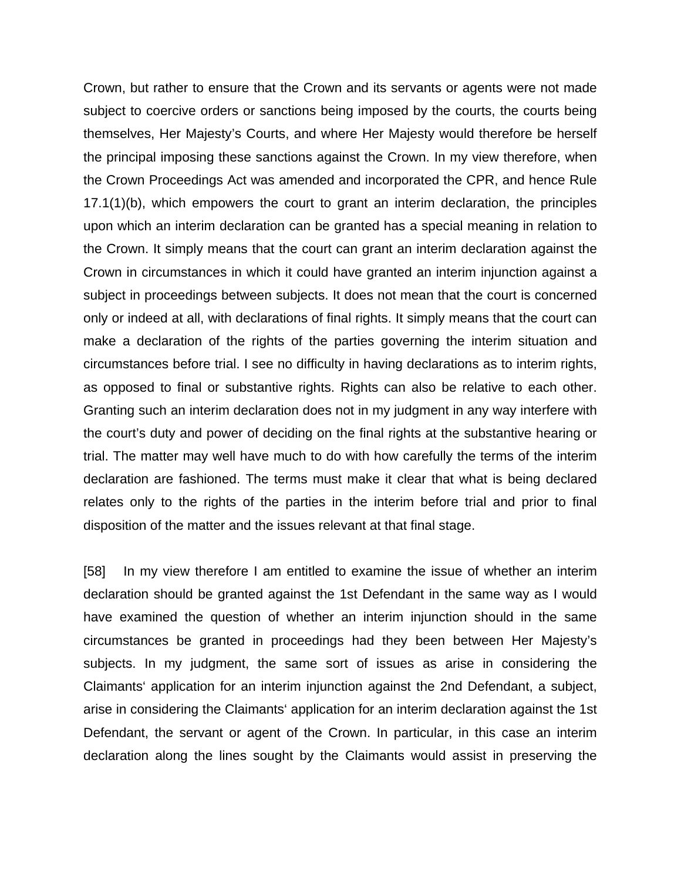Crown, but rather to ensure that the Crown and its servants or agents were not made subject to coercive orders or sanctions being imposed by the courts, the courts being themselves, Her Majesty's Courts, and where Her Majesty would therefore be herself the principal imposing these sanctions against the Crown. In my view therefore, when the Crown Proceedings Act was amended and incorporated the CPR, and hence Rule 17.1(1)(b), which empowers the court to grant an interim declaration, the principles upon which an interim declaration can be granted has a special meaning in relation to the Crown. It simply means that the court can grant an interim declaration against the Crown in circumstances in which it could have granted an interim injunction against a subject in proceedings between subjects. It does not mean that the court is concerned only or indeed at all, with declarations of final rights. It simply means that the court can make a declaration of the rights of the parties governing the interim situation and circumstances before trial. I see no difficulty in having declarations as to interim rights, as opposed to final or substantive rights. Rights can also be relative to each other. Granting such an interim declaration does not in my judgment in any way interfere with the court's duty and power of deciding on the final rights at the substantive hearing or trial. The matter may well have much to do with how carefully the terms of the interim declaration are fashioned. The terms must make it clear that what is being declared relates only to the rights of the parties in the interim before trial and prior to final disposition of the matter and the issues relevant at that final stage.

[58] In my view therefore I am entitled to examine the issue of whether an interim declaration should be granted against the 1st Defendant in the same way as I would have examined the question of whether an interim injunction should in the same circumstances be granted in proceedings had they been between Her Majesty's subjects. In my judgment, the same sort of issues as arise in considering the Claimants' application for an interim injunction against the 2nd Defendant, a subject, arise in considering the Claimants' application for an interim declaration against the 1st Defendant, the servant or agent of the Crown. In particular, in this case an interim declaration along the lines sought by the Claimants would assist in preserving the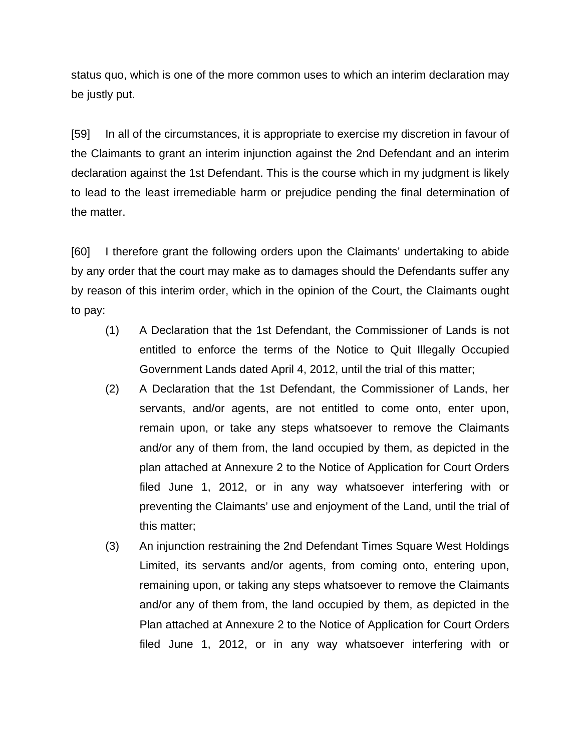status quo, which is one of the more common uses to which an interim declaration may be justly put.

[59] In all of the circumstances, it is appropriate to exercise my discretion in favour of the Claimants to grant an interim injunction against the 2nd Defendant and an interim declaration against the 1st Defendant. This is the course which in my judgment is likely to lead to the least irremediable harm or prejudice pending the final determination of the matter.

[60] I therefore grant the following orders upon the Claimants' undertaking to abide by any order that the court may make as to damages should the Defendants suffer any by reason of this interim order, which in the opinion of the Court, the Claimants ought to pay:

(1) A Declaration that the 1st Defendant, the Commissioner of Lands is not entitled to enforce the terms of the Notice to Quit Illegally Occupied Government Lands dated April 4, 2012, until the trial of this matter;

(2) A Declaration that the 1st Defendant, the Commissioner of Lands, her servants, and/or agents, are not entitled to come onto, enter upon, remain upon, or take any steps whatsoever to remove the Claimants and/or any of them from, the land occupied by them, as depicted in the plan attached at Annexure 2 to the Notice of Application for Court Orders filed June 1, 2012, or in any way whatsoever interfering with or preventing the Claimants' use and enjoyment of the Land, until the trial of this matter;

(3) An injunction restraining the 2nd Defendant Times Square West Holdings Limited, its servants and/or agents, from coming onto, entering upon, remaining upon, or taking any steps whatsoever to remove the Claimants and/or any of them from, the land occupied by them, as depicted in the Plan attached at Annexure 2 to the Notice of Application for Court Orders filed June 1, 2012, or in any way whatsoever interfering with or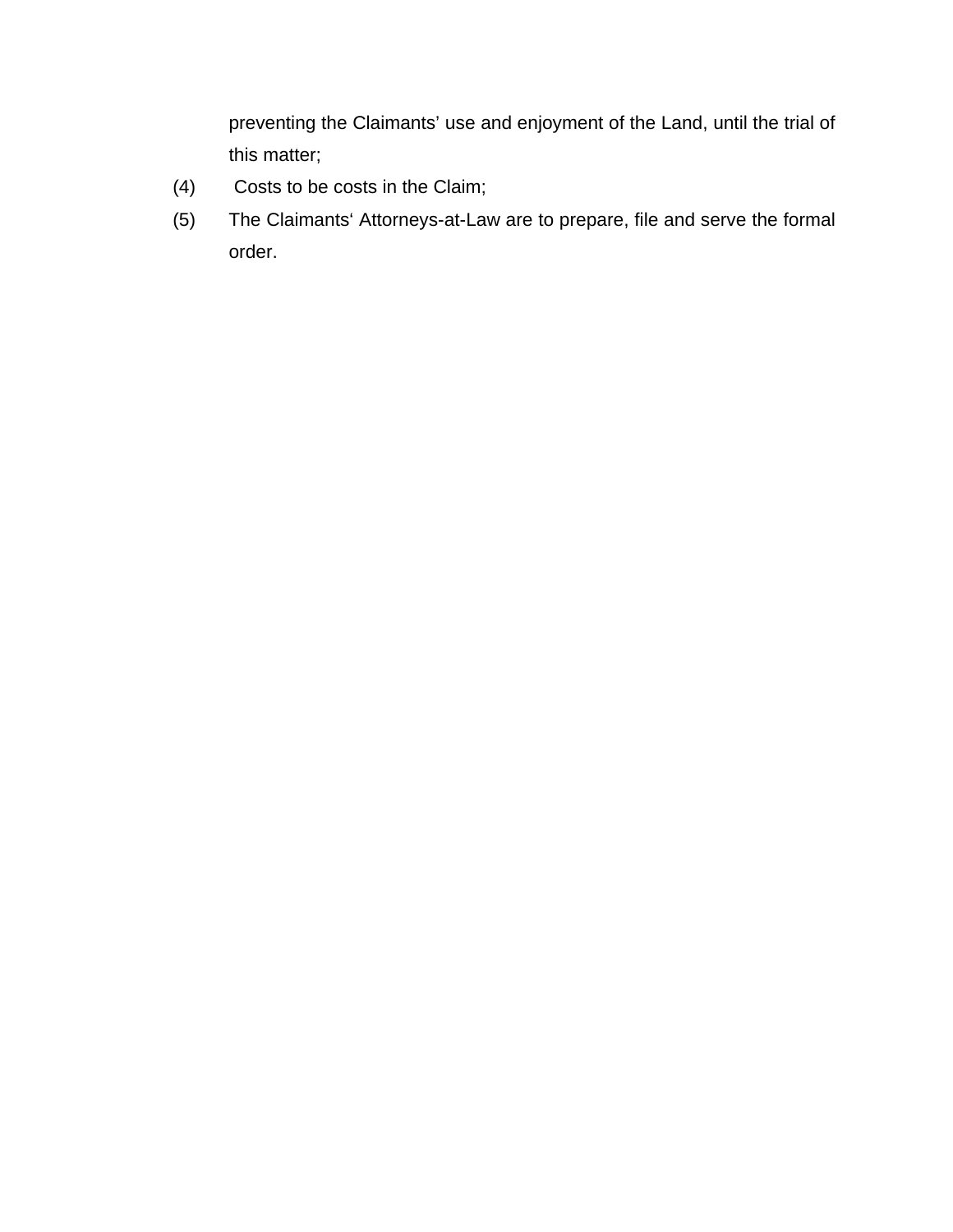preventing the Claimants' use and enjoyment of the Land, until the trial of this matter;

(4) Costs to be costs in the Claim;

(5) The Claimants' Attorneys-at-Law are to prepare, file and serve the formal order.